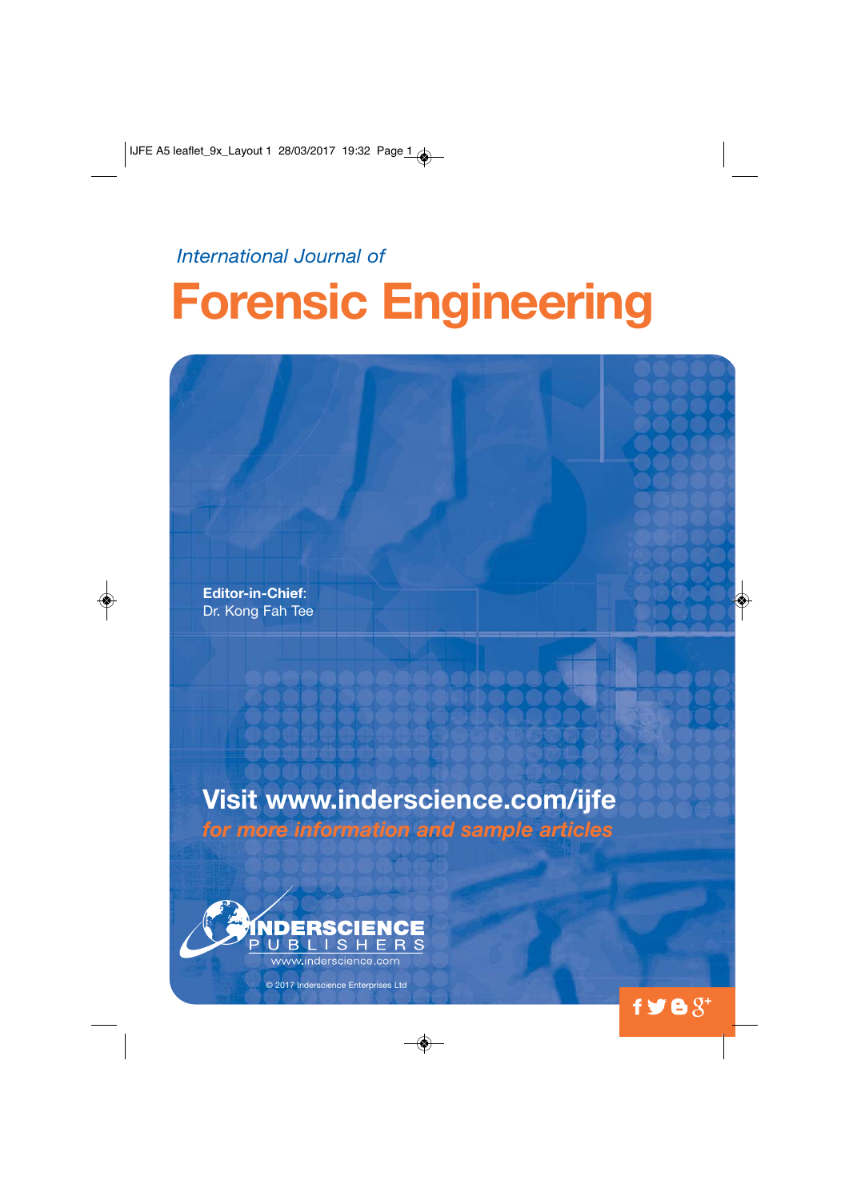*International Journal of*

# Forensic Engineering

**Editor-in-Chief**:
Dr. Kong Fah Tee

## Visit www.inderscience.com/ijfe

***for more information and sample articles***

INDERSCIENCE PUBLISHERS
www.inderscience.com

© 2017 Inderscience Enterprises Ltd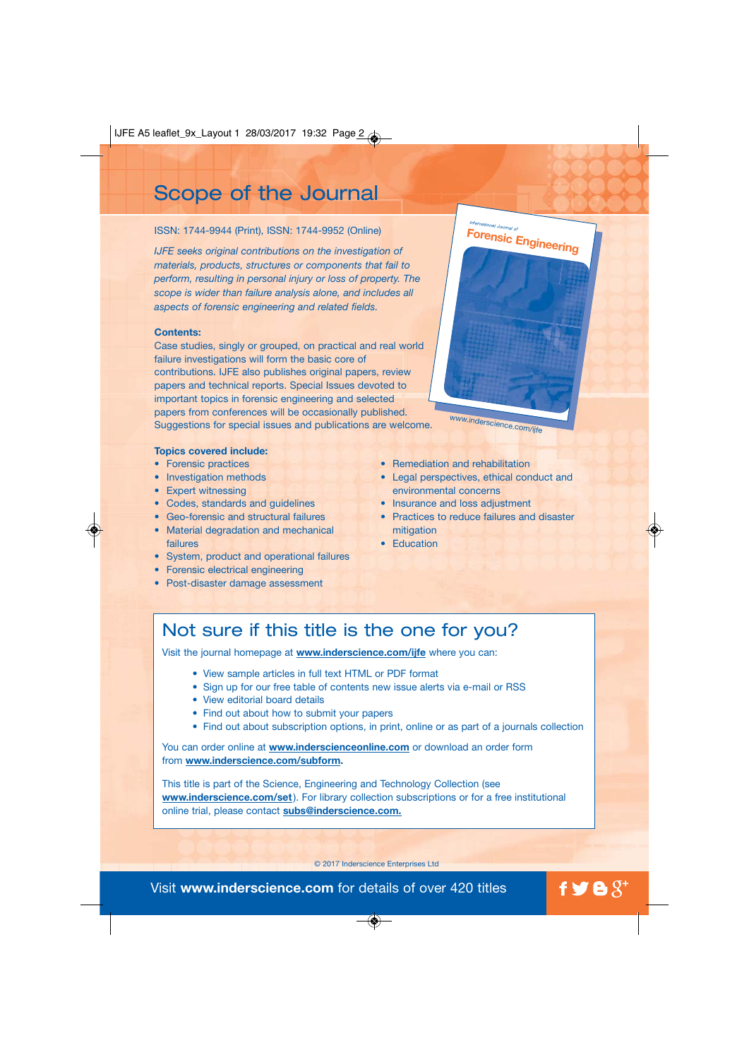# Scope of the Journal

ISSN: 1744-9944 (Print), ISSN: 1744-9952 (Online)

*IJFE seeks original contributions on the investigation of materials, products, structures or components that fail to perform, resulting in personal injury or loss of property. The scope is wider than failure analysis alone, and includes all aspects of forensic engineering and related fields.*

**Contents:**

Case studies, singly or grouped, on practical and real world failure investigations will form the basic core of contributions. IJFE also publishes original papers, review papers and technical reports. Special Issues devoted to important topics in forensic engineering and selected papers from conferences will be occasionally published. Suggestions for special issues and publications are welcome.

**Topics covered include:**

- Forensic practices
- Investigation methods
- Expert witnessing
- Codes, standards and guidelines
- Geo-forensic and structural failures
- Material degradation and mechanical failures
- System, product and operational failures
- Forensic electrical engineering
- Post-disaster damage assessment
- Remediation and rehabilitation
- Legal perspectives, ethical conduct and environmental concerns
- Insurance and loss adjustment
- Practices to reduce failures and disaster mitigation
- Education

## Not sure if this title is the one for you?

Visit the journal homepage at **www.inderscience.com/ijfe** where you can:

- View sample articles in full text HTML or PDF format
- Sign up for our free table of contents new issue alerts via e-mail or RSS
- View editorial board details
- Find out about how to submit your papers
- Find out about subscription options, in print, online or as part of a journals collection

You can order online at **www.inderscienceonline.com** or download an order form from **www.inderscience.com/subform.**

This title is part of the Science, Engineering and Technology Collection (see **www.inderscience.com/set**). For library collection subscriptions or for a free institutional online trial, please contact **subs@inderscience.com.**

© 2017 Inderscience Enterprises Ltd

Visit **www.inderscience.com** for details of over 420 titles